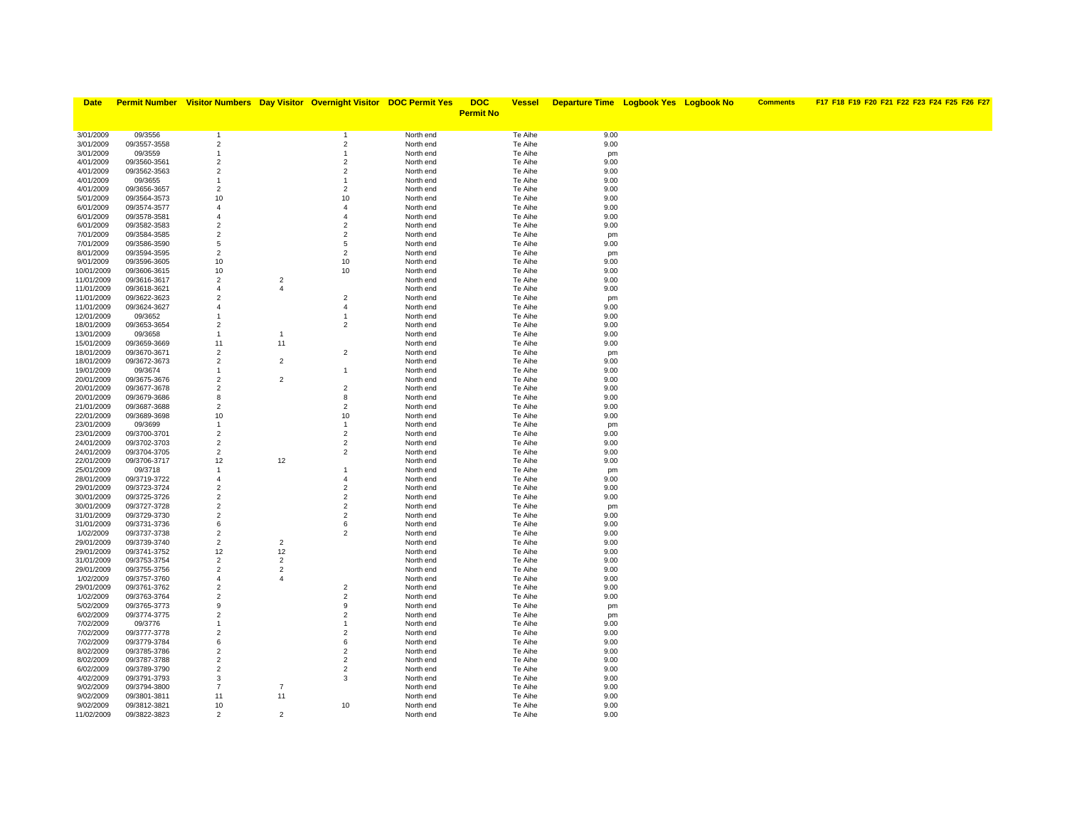| Date | Permit Number | Visitor Numbers | Day Visitor | Overnight Visitor | DOC Permit Yes | DOC Permit No | Vessel | Departure Time | Logbook Yes | Logbook No | Comments | F17 | F18 | F19 | F20 | F21 | F22 | F23 | F24 | F25 | F26 | F27 |
|---|---|---|---|---|---|---|---|---|---|---|---|---|---|---|---|---|---|---|---|---|---|---|
| 3/01/2009 | 09/3556 | 1 | | 1 | North end | | Te Aihe | 9.00 | | | | | | | | | | | | | | |
| 3/01/2009 | 09/3557-3558 | 2 | | 2 | North end | | Te Aihe | 9.00 | | | | | | | | | | | | | | |
| 3/01/2009 | 09/3559 | 1 | | 1 | North end | | Te Aihe | pm | | | | | | | | | | | | | | |
| 4/01/2009 | 09/3560-3561 | 2 | | 2 | North end | | Te Aihe | 9.00 | | | | | | | | | | | | | | |
| 4/01/2009 | 09/3562-3563 | 2 | | 2 | North end | | Te Aihe | 9.00 | | | | | | | | | | | | | | |
| 4/01/2009 | 09/3655 | 1 | | 1 | North end | | Te Aihe | 9.00 | | | | | | | | | | | | | | |
| 4/01/2009 | 09/3656-3657 | 2 | | 2 | North end | | Te Aihe | 9.00 | | | | | | | | | | | | | | |
| 5/01/2009 | 09/3564-3573 | 10 | | 10 | North end | | Te Aihe | 9.00 | | | | | | | | | | | | | | |
| 6/01/2009 | 09/3574-3577 | 4 | | 4 | North end | | Te Aihe | 9.00 | | | | | | | | | | | | | | |
| 6/01/2009 | 09/3578-3581 | 4 | | 4 | North end | | Te Aihe | 9.00 | | | | | | | | | | | | | | |
| 6/01/2009 | 09/3582-3583 | 2 | | 2 | North end | | Te Aihe | 9.00 | | | | | | | | | | | | | | |
| 7/01/2009 | 09/3584-3585 | 2 | | 2 | North end | | Te Aihe | pm | | | | | | | | | | | | | | |
| 7/01/2009 | 09/3586-3590 | 5 | | 5 | North end | | Te Aihe | 9.00 | | | | | | | | | | | | | | |
| 8/01/2009 | 09/3594-3595 | 2 | | 2 | North end | | Te Aihe | pm | | | | | | | | | | | | | | |
| 9/01/2009 | 09/3596-3605 | 10 | | 10 | North end | | Te Aihe | 9.00 | | | | | | | | | | | | | | |
| 10/01/2009 | 09/3606-3615 | 10 | | 10 | North end | | Te Aihe | 9.00 | | | | | | | | | | | | | | |
| 11/01/2009 | 09/3616-3617 | 2 | 2 | | North end | | Te Aihe | 9.00 | | | | | | | | | | | | | | |
| 11/01/2009 | 09/3618-3621 | 4 | 4 | | North end | | Te Aihe | 9.00 | | | | | | | | | | | | | | |
| 11/01/2009 | 09/3622-3623 | 2 | | 2 | North end | | Te Aihe | pm | | | | | | | | | | | | | | |
| 11/01/2009 | 09/3624-3627 | 4 | | 4 | North end | | Te Aihe | 9.00 | | | | | | | | | | | | | | |
| 12/01/2009 | 09/3652 | 1 | | 1 | North end | | Te Aihe | 9.00 | | | | | | | | | | | | | | |
| 18/01/2009 | 09/3653-3654 | 2 | | 2 | North end | | Te Aihe | 9.00 | | | | | | | | | | | | | | |
| 13/01/2009 | 09/3658 | 1 | 1 | | North end | | Te Aihe | 9.00 | | | | | | | | | | | | | | |
| 15/01/2009 | 09/3659-3669 | 11 | 11 | | North end | | Te Aihe | 9.00 | | | | | | | | | | | | | | |
| 18/01/2009 | 09/3670-3671 | 2 | | 2 | North end | | Te Aihe | pm | | | | | | | | | | | | | | |
| 18/01/2009 | 09/3672-3673 | 2 | 2 | | North end | | Te Aihe | 9.00 | | | | | | | | | | | | | | |
| 19/01/2009 | 09/3674 | 1 | | 1 | North end | | Te Aihe | 9.00 | | | | | | | | | | | | | | |
| 20/01/2009 | 09/3675-3676 | 2 | 2 | | North end | | Te Aihe | 9.00 | | | | | | | | | | | | | | |
| 20/01/2009 | 09/3677-3678 | 2 | | 2 | North end | | Te Aihe | 9.00 | | | | | | | | | | | | | | |
| 20/01/2009 | 09/3679-3686 | 8 | | 8 | North end | | Te Aihe | 9.00 | | | | | | | | | | | | | | |
| 21/01/2009 | 09/3687-3688 | 2 | | 2 | North end | | Te Aihe | 9.00 | | | | | | | | | | | | | | |
| 22/01/2009 | 09/3689-3698 | 10 | | 10 | North end | | Te Aihe | 9.00 | | | | | | | | | | | | | | |
| 23/01/2009 | 09/3699 | 1 | | 1 | North end | | Te Aihe | pm | | | | | | | | | | | | | | |
| 23/01/2009 | 09/3700-3701 | 2 | | 2 | North end | | Te Aihe | 9.00 | | | | | | | | | | | | | | |
| 24/01/2009 | 09/3702-3703 | 2 | | 2 | North end | | Te Aihe | 9.00 | | | | | | | | | | | | | | |
| 24/01/2009 | 09/3704-3705 | 2 | | 2 | North end | | Te Aihe | 9.00 | | | | | | | | | | | | | | |
| 22/01/2009 | 09/3706-3717 | 12 | 12 | | North end | | Te Aihe | 9.00 | | | | | | | | | | | | | | |
| 25/01/2009 | 09/3718 | 1 | | 1 | North end | | Te Aihe | pm | | | | | | | | | | | | | | |
| 28/01/2009 | 09/3719-3722 | 4 | | 4 | North end | | Te Aihe | 9.00 | | | | | | | | | | | | | | |
| 29/01/2009 | 09/3723-3724 | 2 | | 2 | North end | | Te Aihe | 9.00 | | | | | | | | | | | | | | |
| 30/01/2009 | 09/3725-3726 | 2 | | 2 | North end | | Te Aihe | 9.00 | | | | | | | | | | | | | | |
| 30/01/2009 | 09/3727-3728 | 2 | | 2 | North end | | Te Aihe | pm | | | | | | | | | | | | | | |
| 31/01/2009 | 09/3729-3730 | 2 | | 2 | North end | | Te Aihe | 9.00 | | | | | | | | | | | | | | |
| 31/01/2009 | 09/3731-3736 | 6 | | 6 | North end | | Te Aihe | 9.00 | | | | | | | | | | | | | | |
| 1/02/2009 | 09/3737-3738 | 2 | | 2 | North end | | Te Aihe | 9.00 | | | | | | | | | | | | | | |
| 29/01/2009 | 09/3739-3740 | 2 | 2 | | North end | | Te Aihe | 9.00 | | | | | | | | | | | | | | |
| 29/01/2009 | 09/3741-3752 | 12 | 12 | | North end | | Te Aihe | 9.00 | | | | | | | | | | | | | | |
| 31/01/2009 | 09/3753-3754 | 2 | 2 | | North end | | Te Aihe | 9.00 | | | | | | | | | | | | | | |
| 29/01/2009 | 09/3755-3756 | 2 | 2 | | North end | | Te Aihe | 9.00 | | | | | | | | | | | | | | |
| 1/02/2009 | 09/3757-3760 | 4 | 4 | | North end | | Te Aihe | 9.00 | | | | | | | | | | | | | | |
| 29/01/2009 | 09/3761-3762 | 2 | | 2 | North end | | Te Aihe | 9.00 | | | | | | | | | | | | | | |
| 1/02/2009 | 09/3763-3764 | 2 | | 2 | North end | | Te Aihe | 9.00 | | | | | | | | | | | | | | |
| 5/02/2009 | 09/3765-3773 | 9 | | 9 | North end | | Te Aihe | pm | | | | | | | | | | | | | | |
| 6/02/2009 | 09/3774-3775 | 2 | | 2 | North end | | Te Aihe | pm | | | | | | | | | | | | | | |
| 7/02/2009 | 09/3776 | 1 | | 1 | North end | | Te Aihe | 9.00 | | | | | | | | | | | | | | |
| 7/02/2009 | 09/3777-3778 | 2 | | 2 | North end | | Te Aihe | 9.00 | | | | | | | | | | | | | | |
| 7/02/2009 | 09/3779-3784 | 6 | | 6 | North end | | Te Aihe | 9.00 | | | | | | | | | | | | | | |
| 8/02/2009 | 09/3785-3786 | 2 | | 2 | North end | | Te Aihe | 9.00 | | | | | | | | | | | | | | |
| 8/02/2009 | 09/3787-3788 | 2 | | 2 | North end | | Te Aihe | 9.00 | | | | | | | | | | | | | | |
| 6/02/2009 | 09/3789-3790 | 2 | | 2 | North end | | Te Aihe | 9.00 | | | | | | | | | | | | | | |
| 4/02/2009 | 09/3791-3793 | 3 | | 3 | North end | | Te Aihe | 9.00 | | | | | | | | | | | | | | |
| 9/02/2009 | 09/3794-3800 | 7 | 7 | | North end | | Te Aihe | 9.00 | | | | | | | | | | | | | | |
| 9/02/2009 | 09/3801-3811 | 11 | 11 | | North end | | Te Aihe | 9.00 | | | | | | | | | | | | | | |
| 9/02/2009 | 09/3812-3821 | 10 | | 10 | North end | | Te Aihe | 9.00 | | | | | | | | | | | | | | |
| 11/02/2009 | 09/3822-3823 | 2 | 2 | | North end | | Te Aihe | 9.00 | | | | | | | | | | | | | | |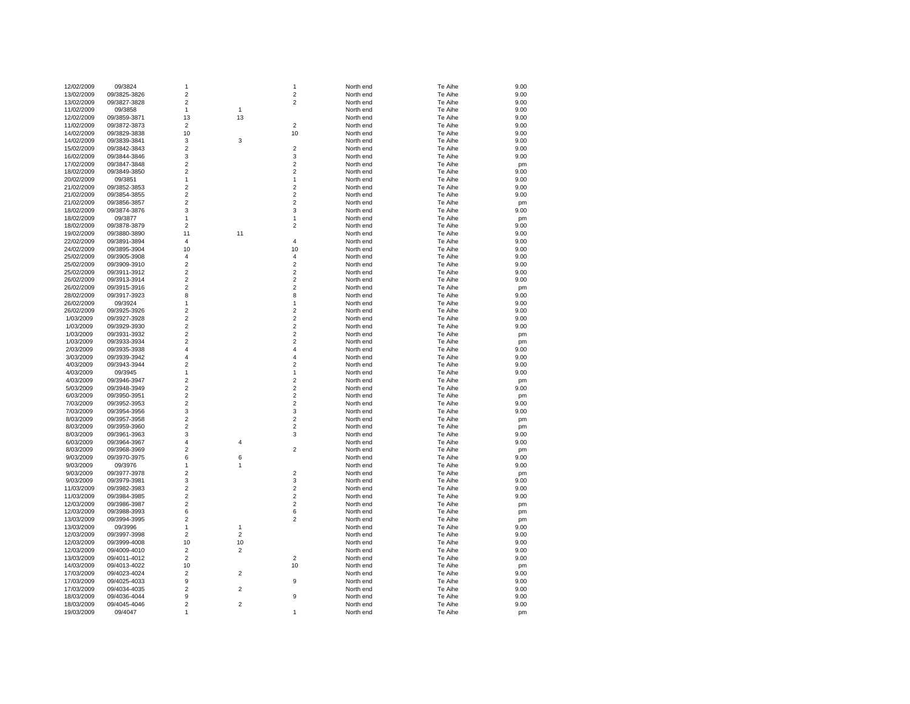| | | | | | | | |
|---|---|---|---|---|---|---|---|
| 12/02/2009 | 09/3824 | 1 | | 1 | North end | Te Aihe | 9.00 |
| 13/02/2009 | 09/3825-3826 | 2 | | 2 | North end | Te Aihe | 9.00 |
| 13/02/2009 | 09/3827-3828 | 2 | | 2 | North end | Te Aihe | 9.00 |
| 11/02/2009 | 09/3858 | 1 | 1 | | North end | Te Aihe | 9.00 |
| 12/02/2009 | 09/3859-3871 | 13 | 13 | | North end | Te Aihe | 9.00 |
| 11/02/2009 | 09/3872-3873 | 2 | | 2 | North end | Te Aihe | 9.00 |
| 14/02/2009 | 09/3829-3838 | 10 | | 10 | North end | Te Aihe | 9.00 |
| 14/02/2009 | 09/3839-3841 | 3 | 3 | | North end | Te Aihe | 9.00 |
| 15/02/2009 | 09/3842-3843 | 2 | | 2 | North end | Te Aihe | 9.00 |
| 16/02/2009 | 09/3844-3846 | 3 | | 3 | North end | Te Aihe | 9.00 |
| 17/02/2009 | 09/3847-3848 | 2 | | 2 | North end | Te Aihe | pm |
| 18/02/2009 | 09/3849-3850 | 2 | | 2 | North end | Te Aihe | 9.00 |
| 20/02/2009 | 09/3851 | 1 | | 1 | North end | Te Aihe | 9.00 |
| 21/02/2009 | 09/3852-3853 | 2 | | 2 | North end | Te Aihe | 9.00 |
| 21/02/2009 | 09/3854-3855 | 2 | | 2 | North end | Te Aihe | 9.00 |
| 21/02/2009 | 09/3856-3857 | 2 | | 2 | North end | Te Aihe | pm |
| 18/02/2009 | 09/3874-3876 | 3 | | 3 | North end | Te Aihe | 9.00 |
| 18/02/2009 | 09/3877 | 1 | | 1 | North end | Te Aihe | pm |
| 18/02/2009 | 09/3878-3879 | 2 | | 2 | North end | Te Aihe | 9.00 |
| 19/02/2009 | 09/3880-3890 | 11 | 11 | | North end | Te Aihe | 9.00 |
| 22/02/2009 | 09/3891-3894 | 4 | | 4 | North end | Te Aihe | 9.00 |
| 24/02/2009 | 09/3895-3904 | 10 | | 10 | North end | Te Aihe | 9.00 |
| 25/02/2009 | 09/3905-3908 | 4 | | 4 | North end | Te Aihe | 9.00 |
| 25/02/2009 | 09/3909-3910 | 2 | | 2 | North end | Te Aihe | 9.00 |
| 25/02/2009 | 09/3911-3912 | 2 | | 2 | North end | Te Aihe | 9.00 |
| 26/02/2009 | 09/3913-3914 | 2 | | 2 | North end | Te Aihe | 9.00 |
| 26/02/2009 | 09/3915-3916 | 2 | | 2 | North end | Te Aihe | pm |
| 28/02/2009 | 09/3917-3923 | 8 | | 8 | North end | Te Aihe | 9.00 |
| 26/02/2009 | 09/3924 | 1 | | 1 | North end | Te Aihe | 9.00 |
| 26/02/2009 | 09/3925-3926 | 2 | | 2 | North end | Te Aihe | 9.00 |
| 1/03/2009 | 09/3927-3928 | 2 | | 2 | North end | Te Aihe | 9.00 |
| 1/03/2009 | 09/3929-3930 | 2 | | 2 | North end | Te Aihe | 9.00 |
| 1/03/2009 | 09/3931-3932 | 2 | | 2 | North end | Te Aihe | pm |
| 1/03/2009 | 09/3933-3934 | 2 | | 2 | North end | Te Aihe | pm |
| 2/03/2009 | 09/3935-3938 | 4 | | 4 | North end | Te Aihe | 9.00 |
| 3/03/2009 | 09/3939-3942 | 4 | | 4 | North end | Te Aihe | 9.00 |
| 4/03/2009 | 09/3943-3944 | 2 | | 2 | North end | Te Aihe | 9.00 |
| 4/03/2009 | 09/3945 | 1 | | 1 | North end | Te Aihe | 9.00 |
| 4/03/2009 | 09/3946-3947 | 2 | | 2 | North end | Te Aihe | pm |
| 5/03/2009 | 09/3948-3949 | 2 | | 2 | North end | Te Aihe | 9.00 |
| 6/03/2009 | 09/3950-3951 | 2 | | 2 | North end | Te Aihe | pm |
| 7/03/2009 | 09/3952-3953 | 2 | | 2 | North end | Te Aihe | 9.00 |
| 7/03/2009 | 09/3954-3956 | 3 | | 3 | North end | Te Aihe | 9.00 |
| 8/03/2009 | 09/3957-3958 | 2 | | 2 | North end | Te Aihe | pm |
| 8/03/2009 | 09/3959-3960 | 2 | | 2 | North end | Te Aihe | pm |
| 8/03/2009 | 09/3961-3963 | 3 | | 3 | North end | Te Aihe | 9.00 |
| 6/03/2009 | 09/3964-3967 | 4 | 4 | | North end | Te Aihe | 9.00 |
| 8/03/2009 | 09/3968-3969 | 2 | | 2 | North end | Te Aihe | pm |
| 9/03/2009 | 09/3970-3975 | 6 | 6 | | North end | Te Aihe | 9.00 |
| 9/03/2009 | 09/3976 | 1 | 1 | | North end | Te Aihe | 9.00 |
| 9/03/2009 | 09/3977-3978 | 2 | | 2 | North end | Te Aihe | pm |
| 9/03/2009 | 09/3979-3981 | 3 | | 3 | North end | Te Aihe | 9.00 |
| 11/03/2009 | 09/3982-3983 | 2 | | 2 | North end | Te Aihe | 9.00 |
| 11/03/2009 | 09/3984-3985 | 2 | | 2 | North end | Te Aihe | 9.00 |
| 12/03/2009 | 09/3986-3987 | 2 | | 2 | North end | Te Aihe | pm |
| 12/03/2009 | 09/3988-3993 | 6 | | 6 | North end | Te Aihe | pm |
| 13/03/2009 | 09/3994-3995 | 2 | | 2 | North end | Te Aihe | pm |
| 13/03/2009 | 09/3996 | 1 | 1 | | North end | Te Aihe | 9.00 |
| 12/03/2009 | 09/3997-3998 | 2 | 2 | | North end | Te Aihe | 9.00 |
| 12/03/2009 | 09/3999-4008 | 10 | 10 | | North end | Te Aihe | 9.00 |
| 12/03/2009 | 09/4009-4010 | 2 | 2 | | North end | Te Aihe | 9.00 |
| 13/03/2009 | 09/4011-4012 | 2 | | 2 | North end | Te Aihe | 9.00 |
| 14/03/2009 | 09/4013-4022 | 10 | | 10 | North end | Te Aihe | pm |
| 17/03/2009 | 09/4023-4024 | 2 | 2 | | North end | Te Aihe | 9.00 |
| 17/03/2009 | 09/4025-4033 | 9 | | 9 | North end | Te Aihe | 9.00 |
| 17/03/2009 | 09/4034-4035 | 2 | 2 | | North end | Te Aihe | 9.00 |
| 18/03/2009 | 09/4036-4044 | 9 | | 9 | North end | Te Aihe | 9.00 |
| 18/03/2009 | 09/4045-4046 | 2 | 2 | | North end | Te Aihe | 9.00 |
| 19/03/2009 | 09/4047 | 1 | | 1 | North end | Te Aihe | pm |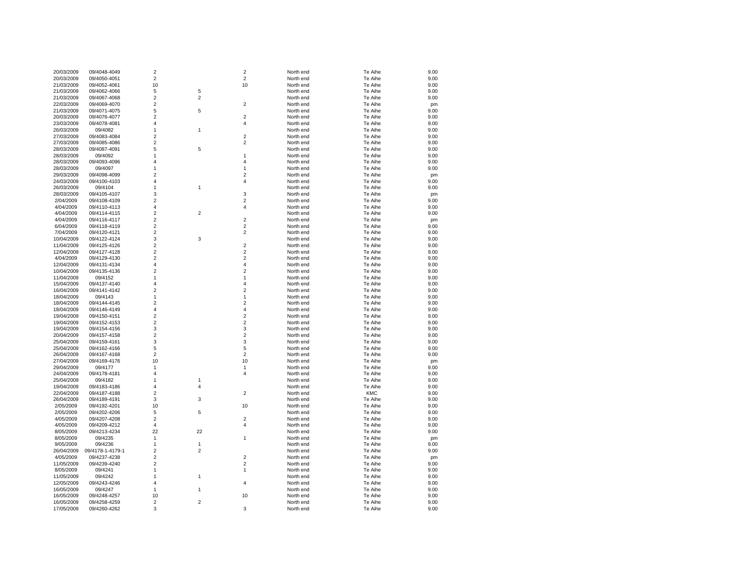| | | | | | | | |
|---|---|---|---|---|---|---|---|
| 20/03/2009 | 09/4048-4049 | 2 | | 2 | North end | Te Aihe | 9.00 |
| 20/03/2009 | 09/4050-4051 | 2 | | 2 | North end | Te Aihe | 9.00 |
| 21/03/2009 | 09/4052-4061 | 10 | | 10 | North end | Te Aihe | 9.00 |
| 21/03/2009 | 09/4062-4066 | 5 | 5 | | North end | Te Aihe | 9.00 |
| 21/03/2009 | 09/4067-4068 | 2 | 2 | | North end | Te Aihe | 9.00 |
| 22/03/2009 | 09/4069-4070 | 2 | | 2 | North end | Te Aihe | pm |
| 21/03/2009 | 09/4071-4075 | 5 | 5 | | North end | Te Aihe | 9.00 |
| 20/03/2009 | 09/4076-4077 | 2 | | 2 | North end | Te Aihe | 9.00 |
| 23/03/2009 | 09/4078-4081 | 4 | | 4 | North end | Te Aihe | 9.00 |
| 26/03/2009 | 09/4082 | 1 | 1 | | North end | Te Aihe | 9.00 |
| 27/03/2009 | 09/4083-4084 | 2 | | 2 | North end | Te Aihe | 9.00 |
| 27/03/2009 | 09/4085-4086 | 2 | | 2 | North end | Te Aihe | 9.00 |
| 28/03/2009 | 09/4087-4091 | 5 | 5 | | North end | Te Aihe | 9.00 |
| 28/03/2009 | 09/4092 | 1 | | 1 | North end | Te Aihe | 9.00 |
| 28/03/2009 | 09/4093-4096 | 4 | | 4 | North end | Te Aihe | 9.00 |
| 28/03/2009 | 09/4097 | 1 | | 1 | North end | Te Aihe | 9.00 |
| 29/03/2009 | 09/4098-4099 | 2 | | 2 | North end | Te Aihe | pm |
| 24/03/2009 | 09/4100-4103 | 4 | | 4 | North end | Te Aihe | 9.00 |
| 26/03/2009 | 09/4104 | 1 | 1 | | North end | Te Aihe | 9.00 |
| 28/03/2009 | 09/4105-4107 | 3 | | 3 | North end | Te Aihe | pm |
| 2/04/2009 | 09/4108-4109 | 2 | | 2 | North end | Te Aihe | 9.00 |
| 4/04/2009 | 09/4110-4113 | 4 | | 4 | North end | Te Aihe | 9.00 |
| 4/04/2009 | 09/4114-4115 | 2 | 2 | | North end | Te Aihe | 9.00 |
| 4/04/2009 | 09/4116-4117 | 2 | | 2 | North end | Te Aihe | pm |
| 6/04/2009 | 09/4118-4119 | 2 | | 2 | North end | Te Aihe | 9.00 |
| 7/04/2009 | 09/4120-4121 | 2 | | 2 | North end | Te Aihe | 9.00 |
| 10/04/2009 | 09/4122-4124 | 3 | 3 | | North end | Te Aihe | 9.00 |
| 11/04/2009 | 09/4125-4126 | 2 | | 2 | North end | Te Aihe | 9.00 |
| 12/04/2009 | 09/4127-4128 | 2 | | 2 | North end | Te Aihe | 9.00 |
| 4/04/2009 | 09/4129-4130 | 2 | | 2 | North end | Te Aihe | 9.00 |
| 12/04/2009 | 09/4131-4134 | 4 | | 4 | North end | Te Aihe | 9.00 |
| 10/04/2009 | 09/4135-4136 | 2 | | 2 | North end | Te Aihe | 9.00 |
| 11/04/2009 | 09/4152 | 1 | | 1 | North end | Te Aihe | 9.00 |
| 15/04/2009 | 09/4137-4140 | 4 | | 4 | North end | Te Aihe | 9.00 |
| 16/04/2009 | 09/4141-4142 | 2 | | 2 | North end | Te Aihe | 9.00 |
| 18/04/2009 | 09/4143 | 1 | | 1 | North end | Te Aihe | 9.00 |
| 18/04/2009 | 09/4144-4145 | 2 | | 2 | North end | Te Aihe | 9.00 |
| 18/04/2009 | 09/4146-4149 | 4 | | 4 | North end | Te Aihe | 9.00 |
| 19/04/2009 | 09/4150-4151 | 2 | | 2 | North end | Te Aihe | 9.00 |
| 19/04/2009 | 09/4152-4153 | 2 | | 2 | North end | Te Aihe | 9.00 |
| 19/04/2009 | 09/4154-4156 | 3 | | 3 | North end | Te Aihe | 9.00 |
| 20/04/2009 | 09/4157-4158 | 2 | | 2 | North end | Te Aihe | 9.00 |
| 25/04/2009 | 09/4159-4161 | 3 | | 3 | North end | Te Aihe | 9.00 |
| 25/04/2009 | 09/4162-4166 | 5 | | 5 | North end | Te Aihe | 9.00 |
| 26/04/2009 | 09/4167-4168 | 2 | | 2 | North end | Te Aihe | 9.00 |
| 27/04/2009 | 09/4169-4176 | 10 | | 10 | North end | Te Aihe | pm |
| 29/04/2009 | 09/4177 | 1 | | 1 | North end | Te Aihe | 9.00 |
| 24/04/2009 | 09/4178-4181 | 4 | | 4 | North end | Te Aihe | 9.00 |
| 25/04/2009 | 09/4182 | 1 | 1 | | North end | Te Aihe | 9.00 |
| 19/04/2009 | 09/4183-4186 | 4 | 4 | | North end | Te Aihe | 9.00 |
| 22/04/2009 | 09/4187-4188 | 2 | | 2 | North end | KMC | 9.00 |
| 26/04/2009 | 09/4189-4191 | 3 | 3 | | North end | Te Aihe | 9.00 |
| 2/05/2009 | 09/4192-4201 | 10 | | 10 | North end | Te Aihe | 9.00 |
| 2/05/2009 | 09/4202-4206 | 5 | 5 | | North end | Te Aihe | 9.00 |
| 4/05/2009 | 09/4207-4208 | 2 | | 2 | North end | Te Aihe | 9.00 |
| 4/05/2009 | 09/4209-4212 | 4 | | 4 | North end | Te Aihe | 9.00 |
| 8/05/2009 | 09/4213-4234 | 22 | 22 | | North end | Te Aihe | 9.00 |
| 8/05/2009 | 09/4235 | 1 | | 1 | North end | Te Aihe | pm |
| 9/05/2009 | 09/4236 | 1 | 1 | | North end | Te Aihe | 9.00 |
| 26/04/2009 | 09/4178-1-4179-1 | 2 | 2 | | North end | Te Aihe | 9.00 |
| 4/05/2009 | 09/4237-4238 | 2 | | 2 | North end | Te Aihe | pm |
| 11/05/2009 | 09/4239-4240 | 2 | | 2 | North end | Te Aihe | 9.00 |
| 8/05/2009 | 09/4241 | 1 | | 1 | North end | Te Aihe | 9.00 |
| 11/05/2009 | 09/4242 | 1 | 1 | | North end | Te Aihe | 9.00 |
| 12/05/2009 | 09/4243-4246 | 4 | | 4 | North end | Te Aihe | 9.00 |
| 16/05/2009 | 09/4247 | 1 | 1 | | North end | Te Aihe | 9.00 |
| 16/05/2009 | 09/4248-4257 | 10 | | 10 | North end | Te Aihe | 9.00 |
| 16/05/2009 | 09/4258-4259 | 2 | 2 | | North end | Te Aihe | 9.00 |
| 17/05/2009 | 09/4260-4262 | 3 | | 3 | North end | Te Aihe | 9.00 |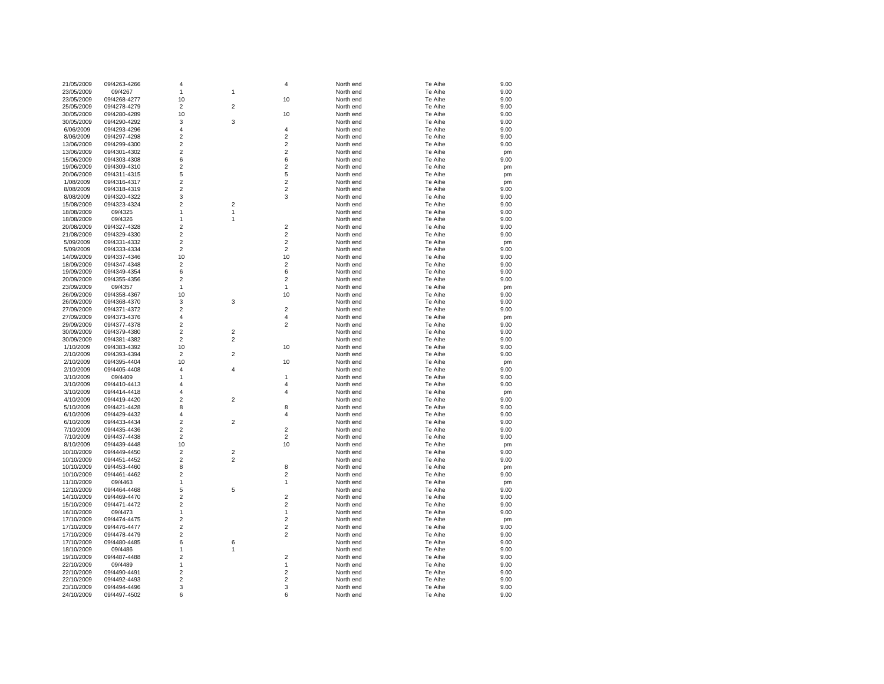| | | | | | | | |
|---|---|---|---|---|---|---|---|
| 21/05/2009 | 09/4263-4266 | 4 | | 4 | North end | Te Aihe | 9.00 |
| 23/05/2009 | 09/4267 | 1 | 1 | | North end | Te Aihe | 9.00 |
| 23/05/2009 | 09/4268-4277 | 10 | | 10 | North end | Te Aihe | 9.00 |
| 25/05/2009 | 09/4278-4279 | 2 | 2 | | North end | Te Aihe | 9.00 |
| 30/05/2009 | 09/4280-4289 | 10 | | 10 | North end | Te Aihe | 9.00 |
| 30/05/2009 | 09/4290-4292 | 3 | 3 | | North end | Te Aihe | 9.00 |
| 6/06/2009 | 09/4293-4296 | 4 | | 4 | North end | Te Aihe | 9.00 |
| 8/06/2009 | 09/4297-4298 | 2 | | 2 | North end | Te Aihe | 9.00 |
| 13/06/2009 | 09/4299-4300 | 2 | | 2 | North end | Te Aihe | 9.00 |
| 13/06/2009 | 09/4301-4302 | 2 | | 2 | North end | Te Aihe | pm |
| 15/06/2009 | 09/4303-4308 | 6 | | 6 | North end | Te Aihe | 9.00 |
| 19/06/2009 | 09/4309-4310 | 2 | | 2 | North end | Te Aihe | pm |
| 20/06/2009 | 09/4311-4315 | 5 | | 5 | North end | Te Aihe | pm |
| 1/08/2009 | 09/4316-4317 | 2 | | 2 | North end | Te Aihe | pm |
| 8/08/2009 | 09/4318-4319 | 2 | | 2 | North end | Te Aihe | 9.00 |
| 8/08/2009 | 09/4320-4322 | 3 | | 3 | North end | Te Aihe | 9.00 |
| 15/08/2009 | 09/4323-4324 | 2 | 2 | | North end | Te Aihe | 9.00 |
| 18/08/2009 | 09/4325 | 1 | 1 | | North end | Te Aihe | 9.00 |
| 18/08/2009 | 09/4326 | 1 | 1 | | North end | Te Aihe | 9.00 |
| 20/08/2009 | 09/4327-4328 | 2 | | 2 | North end | Te Aihe | 9.00 |
| 21/08/2009 | 09/4329-4330 | 2 | | 2 | North end | Te Aihe | 9.00 |
| 5/09/2009 | 09/4331-4332 | 2 | | 2 | North end | Te Aihe | pm |
| 5/09/2009 | 09/4333-4334 | 2 | | 2 | North end | Te Aihe | 9.00 |
| 14/09/2009 | 09/4337-4346 | 10 | | 10 | North end | Te Aihe | 9.00 |
| 18/09/2009 | 09/4347-4348 | 2 | | 2 | North end | Te Aihe | 9.00 |
| 19/09/2009 | 09/4349-4354 | 6 | | 6 | North end | Te Aihe | 9.00 |
| 20/09/2009 | 09/4355-4356 | 2 | | 2 | North end | Te Aihe | 9.00 |
| 23/09/2009 | 09/4357 | 1 | | 1 | North end | Te Aihe | pm |
| 26/09/2009 | 09/4358-4367 | 10 | | 10 | North end | Te Aihe | 9.00 |
| 26/09/2009 | 09/4368-4370 | 3 | 3 | | North end | Te Aihe | 9.00 |
| 27/09/2009 | 09/4371-4372 | 2 | | 2 | North end | Te Aihe | 9.00 |
| 27/09/2009 | 09/4373-4376 | 4 | | 4 | North end | Te Aihe | pm |
| 29/09/2009 | 09/4377-4378 | 2 | | 2 | North end | Te Aihe | 9.00 |
| 30/09/2009 | 09/4379-4380 | 2 | 2 | | North end | Te Aihe | 9.00 |
| 30/09/2009 | 09/4381-4382 | 2 | 2 | | North end | Te Aihe | 9.00 |
| 1/10/2009 | 09/4383-4392 | 10 | | 10 | North end | Te Aihe | 9.00 |
| 2/10/2009 | 09/4393-4394 | 2 | 2 | | North end | Te Aihe | 9.00 |
| 2/10/2009 | 09/4395-4404 | 10 | | 10 | North end | Te Aihe | pm |
| 2/10/2009 | 09/4405-4408 | 4 | 4 | | North end | Te Aihe | 9.00 |
| 3/10/2009 | 09/4409 | 1 | | 1 | North end | Te Aihe | 9.00 |
| 3/10/2009 | 09/4410-4413 | 4 | | 4 | North end | Te Aihe | 9.00 |
| 3/10/2009 | 09/4414-4418 | 4 | | 4 | North end | Te Aihe | pm |
| 4/10/2009 | 09/4419-4420 | 2 | 2 | | North end | Te Aihe | 9.00 |
| 5/10/2009 | 09/4421-4428 | 8 | | 8 | North end | Te Aihe | 9.00 |
| 6/10/2009 | 09/4429-4432 | 4 | | 4 | North end | Te Aihe | 9.00 |
| 6/10/2009 | 09/4433-4434 | 2 | 2 | | North end | Te Aihe | 9.00 |
| 7/10/2009 | 09/4435-4436 | 2 | | 2 | North end | Te Aihe | 9.00 |
| 7/10/2009 | 09/4437-4438 | 2 | | 2 | North end | Te Aihe | 9.00 |
| 8/10/2009 | 09/4439-4448 | 10 | | 10 | North end | Te Aihe | pm |
| 10/10/2009 | 09/4449-4450 | 2 | 2 | | North end | Te Aihe | 9.00 |
| 10/10/2009 | 09/4451-4452 | 2 | 2 | | North end | Te Aihe | 9.00 |
| 10/10/2009 | 09/4453-4460 | 8 | | 8 | North end | Te Aihe | pm |
| 10/10/2009 | 09/4461-4462 | 2 | | 2 | North end | Te Aihe | 9.00 |
| 11/10/2009 | 09/4463 | 1 | | 1 | North end | Te Aihe | pm |
| 12/10/2009 | 09/4464-4468 | 5 | 5 | | North end | Te Aihe | 9.00 |
| 14/10/2009 | 09/4469-4470 | 2 | | 2 | North end | Te Aihe | 9.00 |
| 15/10/2009 | 09/4471-4472 | 2 | | 2 | North end | Te Aihe | 9.00 |
| 16/10/2009 | 09/4473 | 1 | | 1 | North end | Te Aihe | 9.00 |
| 17/10/2009 | 09/4474-4475 | 2 | | 2 | North end | Te Aihe | pm |
| 17/10/2009 | 09/4476-4477 | 2 | | 2 | North end | Te Aihe | 9.00 |
| 17/10/2009 | 09/4478-4479 | 2 | | 2 | North end | Te Aihe | 9.00 |
| 17/10/2009 | 09/4480-4485 | 6 | 6 | | North end | Te Aihe | 9.00 |
| 18/10/2009 | 09/4486 | 1 | 1 | | North end | Te Aihe | 9.00 |
| 19/10/2009 | 09/4487-4488 | 2 | | 2 | North end | Te Aihe | 9.00 |
| 22/10/2009 | 09/4489 | 1 | | 1 | North end | Te Aihe | 9.00 |
| 22/10/2009 | 09/4490-4491 | 2 | | 2 | North end | Te Aihe | 9.00 |
| 22/10/2009 | 09/4492-4493 | 2 | | 2 | North end | Te Aihe | 9.00 |
| 23/10/2009 | 09/4494-4496 | 3 | | 3 | North end | Te Aihe | 9.00 |
| 24/10/2009 | 09/4497-4502 | 6 | | 6 | North end | Te Aihe | 9.00 |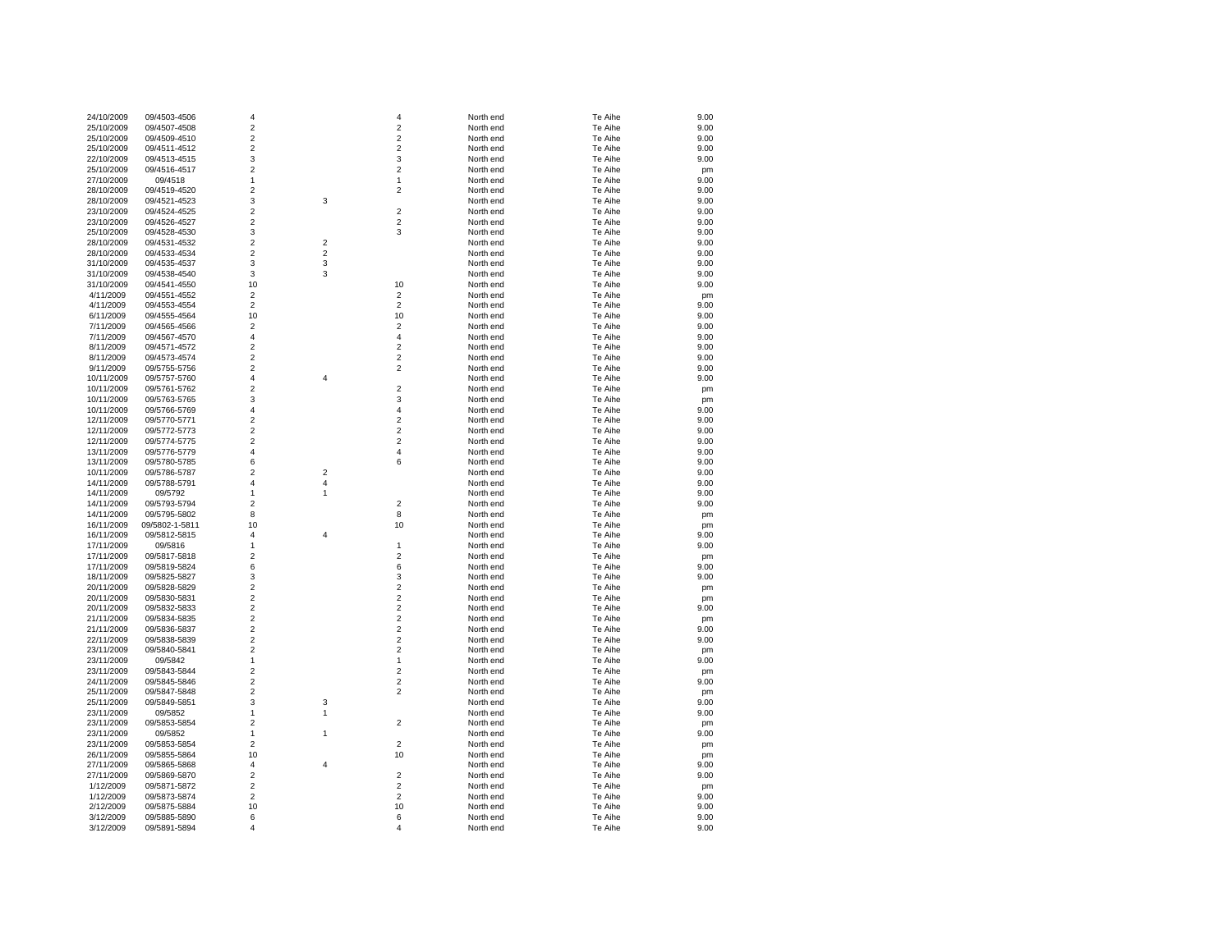| | | | | | | | |
|---|---|---|---|---|---|---|---|
| 24/10/2009 | 09/4503-4506 | 4 | | 4 | North end | Te Aihe | 9.00 |
| 25/10/2009 | 09/4507-4508 | 2 | | 2 | North end | Te Aihe | 9.00 |
| 25/10/2009 | 09/4509-4510 | 2 | | 2 | North end | Te Aihe | 9.00 |
| 25/10/2009 | 09/4511-4512 | 2 | | 2 | North end | Te Aihe | 9.00 |
| 22/10/2009 | 09/4513-4515 | 3 | | 3 | North end | Te Aihe | 9.00 |
| 25/10/2009 | 09/4516-4517 | 2 | | 2 | North end | Te Aihe | pm |
| 27/10/2009 | 09/4518 | 1 | | 1 | North end | Te Aihe | 9.00 |
| 28/10/2009 | 09/4519-4520 | 2 | | 2 | North end | Te Aihe | 9.00 |
| 28/10/2009 | 09/4521-4523 | 3 | 3 | | North end | Te Aihe | 9.00 |
| 23/10/2009 | 09/4524-4525 | 2 | | 2 | North end | Te Aihe | 9.00 |
| 23/10/2009 | 09/4526-4527 | 2 | | 2 | North end | Te Aihe | 9.00 |
| 25/10/2009 | 09/4528-4530 | 3 | | 3 | North end | Te Aihe | 9.00 |
| 28/10/2009 | 09/4531-4532 | 2 | 2 | | North end | Te Aihe | 9.00 |
| 28/10/2009 | 09/4533-4534 | 2 | 2 | | North end | Te Aihe | 9.00 |
| 31/10/2009 | 09/4535-4537 | 3 | 3 | | North end | Te Aihe | 9.00 |
| 31/10/2009 | 09/4538-4540 | 3 | 3 | | North end | Te Aihe | 9.00 |
| 31/10/2009 | 09/4541-4550 | 10 | | 10 | North end | Te Aihe | 9.00 |
| 4/11/2009 | 09/4551-4552 | 2 | | 2 | North end | Te Aihe | pm |
| 4/11/2009 | 09/4553-4554 | 2 | | 2 | North end | Te Aihe | 9.00 |
| 6/11/2009 | 09/4555-4564 | 10 | | 10 | North end | Te Aihe | 9.00 |
| 7/11/2009 | 09/4565-4566 | 2 | | 2 | North end | Te Aihe | 9.00 |
| 7/11/2009 | 09/4567-4570 | 4 | | 4 | North end | Te Aihe | 9.00 |
| 8/11/2009 | 09/4571-4572 | 2 | | 2 | North end | Te Aihe | 9.00 |
| 8/11/2009 | 09/4573-4574 | 2 | | 2 | North end | Te Aihe | 9.00 |
| 9/11/2009 | 09/5755-5756 | 2 | | 2 | North end | Te Aihe | 9.00 |
| 10/11/2009 | 09/5757-5760 | 4 | 4 | | North end | Te Aihe | 9.00 |
| 10/11/2009 | 09/5761-5762 | 2 | | 2 | North end | Te Aihe | pm |
| 10/11/2009 | 09/5763-5765 | 3 | | 3 | North end | Te Aihe | pm |
| 10/11/2009 | 09/5766-5769 | 4 | | 4 | North end | Te Aihe | 9.00 |
| 12/11/2009 | 09/5770-5771 | 2 | | 2 | North end | Te Aihe | 9.00 |
| 12/11/2009 | 09/5772-5773 | 2 | | 2 | North end | Te Aihe | 9.00 |
| 12/11/2009 | 09/5774-5775 | 2 | | 2 | North end | Te Aihe | 9.00 |
| 13/11/2009 | 09/5776-5779 | 4 | | 4 | North end | Te Aihe | 9.00 |
| 13/11/2009 | 09/5780-5785 | 6 | | 6 | North end | Te Aihe | 9.00 |
| 10/11/2009 | 09/5786-5787 | 2 | 2 | | North end | Te Aihe | 9.00 |
| 14/11/2009 | 09/5788-5791 | 4 | 4 | | North end | Te Aihe | 9.00 |
| 14/11/2009 | 09/5792 | 1 | 1 | | North end | Te Aihe | 9.00 |
| 14/11/2009 | 09/5793-5794 | 2 | | 2 | North end | Te Aihe | 9.00 |
| 14/11/2009 | 09/5795-5802 | 8 | | 8 | North end | Te Aihe | pm |
| 16/11/2009 | 09/5802-1-5811 | 10 | | 10 | North end | Te Aihe | pm |
| 16/11/2009 | 09/5812-5815 | 4 | 4 | | North end | Te Aihe | 9.00 |
| 17/11/2009 | 09/5816 | 1 | | 1 | North end | Te Aihe | 9.00 |
| 17/11/2009 | 09/5817-5818 | 2 | | 2 | North end | Te Aihe | pm |
| 17/11/2009 | 09/5819-5824 | 6 | | 6 | North end | Te Aihe | 9.00 |
| 18/11/2009 | 09/5825-5827 | 3 | | 3 | North end | Te Aihe | 9.00 |
| 20/11/2009 | 09/5828-5829 | 2 | | 2 | North end | Te Aihe | pm |
| 20/11/2009 | 09/5830-5831 | 2 | | 2 | North end | Te Aihe | pm |
| 20/11/2009 | 09/5832-5833 | 2 | | 2 | North end | Te Aihe | 9.00 |
| 21/11/2009 | 09/5834-5835 | 2 | | 2 | North end | Te Aihe | pm |
| 21/11/2009 | 09/5836-5837 | 2 | | 2 | North end | Te Aihe | 9.00 |
| 22/11/2009 | 09/5838-5839 | 2 | | 2 | North end | Te Aihe | 9.00 |
| 23/11/2009 | 09/5840-5841 | 2 | | 2 | North end | Te Aihe | pm |
| 23/11/2009 | 09/5842 | 1 | | 1 | North end | Te Aihe | 9.00 |
| 23/11/2009 | 09/5843-5844 | 2 | | 2 | North end | Te Aihe | pm |
| 24/11/2009 | 09/5845-5846 | 2 | | 2 | North end | Te Aihe | 9.00 |
| 25/11/2009 | 09/5847-5848 | 2 | | 2 | North end | Te Aihe | pm |
| 25/11/2009 | 09/5849-5851 | 3 | 3 | | North end | Te Aihe | 9.00 |
| 23/11/2009 | 09/5852 | 1 | 1 | | North end | Te Aihe | 9.00 |
| 23/11/2009 | 09/5853-5854 | 2 | | 2 | North end | Te Aihe | pm |
| 23/11/2009 | 09/5852 | 1 | 1 | | North end | Te Aihe | 9.00 |
| 23/11/2009 | 09/5853-5854 | 2 | | 2 | North end | Te Aihe | pm |
| 26/11/2009 | 09/5855-5864 | 10 | | 10 | North end | Te Aihe | pm |
| 27/11/2009 | 09/5865-5868 | 4 | 4 | | North end | Te Aihe | 9.00 |
| 27/11/2009 | 09/5869-5870 | 2 | | 2 | North end | Te Aihe | 9.00 |
| 1/12/2009 | 09/5871-5872 | 2 | | 2 | North end | Te Aihe | pm |
| 1/12/2009 | 09/5873-5874 | 2 | | 2 | North end | Te Aihe | 9.00 |
| 2/12/2009 | 09/5875-5884 | 10 | | 10 | North end | Te Aihe | 9.00 |
| 3/12/2009 | 09/5885-5890 | 6 | | 6 | North end | Te Aihe | 9.00 |
| 3/12/2009 | 09/5891-5894 | 4 | | 4 | North end | Te Aihe | 9.00 |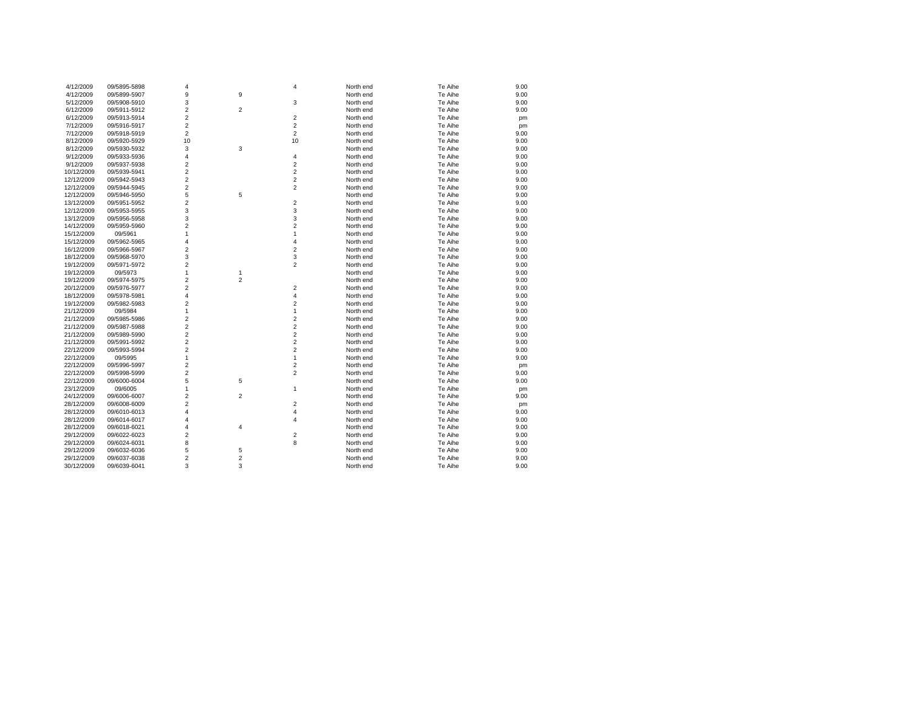| | | | | | | | |
|---|---|---|---|---|---|---|---|
| 4/12/2009 | 09/5895-5898 | 4 | | 4 | North end | Te Aihe | 9.00 |
| 4/12/2009 | 09/5899-5907 | 9 | 9 | | North end | Te Aihe | 9.00 |
| 5/12/2009 | 09/5908-5910 | 3 | | 3 | North end | Te Aihe | 9.00 |
| 6/12/2009 | 09/5911-5912 | 2 | 2 | | North end | Te Aihe | 9.00 |
| 6/12/2009 | 09/5913-5914 | 2 | | 2 | North end | Te Aihe | pm |
| 7/12/2009 | 09/5916-5917 | 2 | | 2 | North end | Te Aihe | pm |
| 7/12/2009 | 09/5918-5919 | 2 | | 2 | North end | Te Aihe | 9.00 |
| 8/12/2009 | 09/5920-5929 | 10 | | 10 | North end | Te Aihe | 9.00 |
| 8/12/2009 | 09/5930-5932 | 3 | 3 | | North end | Te Aihe | 9.00 |
| 9/12/2009 | 09/5933-5936 | 4 | | 4 | North end | Te Aihe | 9.00 |
| 9/12/2009 | 09/5937-5938 | 2 | | 2 | North end | Te Aihe | 9.00 |
| 10/12/2009 | 09/5939-5941 | 2 | | 2 | North end | Te Aihe | 9.00 |
| 12/12/2009 | 09/5942-5943 | 2 | | 2 | North end | Te Aihe | 9.00 |
| 12/12/2009 | 09/5944-5945 | 2 | | 2 | North end | Te Aihe | 9.00 |
| 12/12/2009 | 09/5946-5950 | 5 | 5 | | North end | Te Aihe | 9.00 |
| 13/12/2009 | 09/5951-5952 | 2 | | 2 | North end | Te Aihe | 9.00 |
| 12/12/2009 | 09/5953-5955 | 3 | | 3 | North end | Te Aihe | 9.00 |
| 13/12/2009 | 09/5956-5958 | 3 | | 3 | North end | Te Aihe | 9.00 |
| 14/12/2009 | 09/5959-5960 | 2 | | 2 | North end | Te Aihe | 9.00 |
| 15/12/2009 | 09/5961 | 1 | | 1 | North end | Te Aihe | 9.00 |
| 15/12/2009 | 09/5962-5965 | 4 | | 4 | North end | Te Aihe | 9.00 |
| 16/12/2009 | 09/5966-5967 | 2 | | 2 | North end | Te Aihe | 9.00 |
| 18/12/2009 | 09/5968-5970 | 3 | | 3 | North end | Te Aihe | 9.00 |
| 19/12/2009 | 09/5971-5972 | 2 | | 2 | North end | Te Aihe | 9.00 |
| 19/12/2009 | 09/5973 | 1 | 1 | | North end | Te Aihe | 9.00 |
| 19/12/2009 | 09/5974-5975 | 2 | 2 | | North end | Te Aihe | 9.00 |
| 20/12/2009 | 09/5976-5977 | 2 | | 2 | North end | Te Aihe | 9.00 |
| 18/12/2009 | 09/5978-5981 | 4 | | 4 | North end | Te Aihe | 9.00 |
| 19/12/2009 | 09/5982-5983 | 2 | | 2 | North end | Te Aihe | 9.00 |
| 21/12/2009 | 09/5984 | 1 | | 1 | North end | Te Aihe | 9.00 |
| 21/12/2009 | 09/5985-5986 | 2 | | 2 | North end | Te Aihe | 9.00 |
| 21/12/2009 | 09/5987-5988 | 2 | | 2 | North end | Te Aihe | 9.00 |
| 21/12/2009 | 09/5989-5990 | 2 | | 2 | North end | Te Aihe | 9.00 |
| 21/12/2009 | 09/5991-5992 | 2 | | 2 | North end | Te Aihe | 9.00 |
| 22/12/2009 | 09/5993-5994 | 2 | | 2 | North end | Te Aihe | 9.00 |
| 22/12/2009 | 09/5995 | 1 | | 1 | North end | Te Aihe | 9.00 |
| 22/12/2009 | 09/5996-5997 | 2 | | 2 | North end | Te Aihe | pm |
| 22/12/2009 | 09/5998-5999 | 2 | | 2 | North end | Te Aihe | 9.00 |
| 22/12/2009 | 09/6000-6004 | 5 | 5 | | North end | Te Aihe | 9.00 |
| 23/12/2009 | 09/6005 | 1 | | 1 | North end | Te Aihe | pm |
| 24/12/2009 | 09/6006-6007 | 2 | 2 | | North end | Te Aihe | 9.00 |
| 28/12/2009 | 09/6008-6009 | 2 | | 2 | North end | Te Aihe | pm |
| 28/12/2009 | 09/6010-6013 | 4 | | 4 | North end | Te Aihe | 9.00 |
| 28/12/2009 | 09/6014-6017 | 4 | | 4 | North end | Te Aihe | 9.00 |
| 28/12/2009 | 09/6018-6021 | 4 | 4 | | North end | Te Aihe | 9.00 |
| 29/12/2009 | 09/6022-6023 | 2 | | 2 | North end | Te Aihe | 9.00 |
| 29/12/2009 | 09/6024-6031 | 8 | | 8 | North end | Te Aihe | 9.00 |
| 29/12/2009 | 09/6032-6036 | 5 | 5 | | North end | Te Aihe | 9.00 |
| 29/12/2009 | 09/6037-6038 | 2 | 2 | | North end | Te Aihe | 9.00 |
| 30/12/2009 | 09/6039-6041 | 3 | 3 | | North end | Te Aihe | 9.00 |